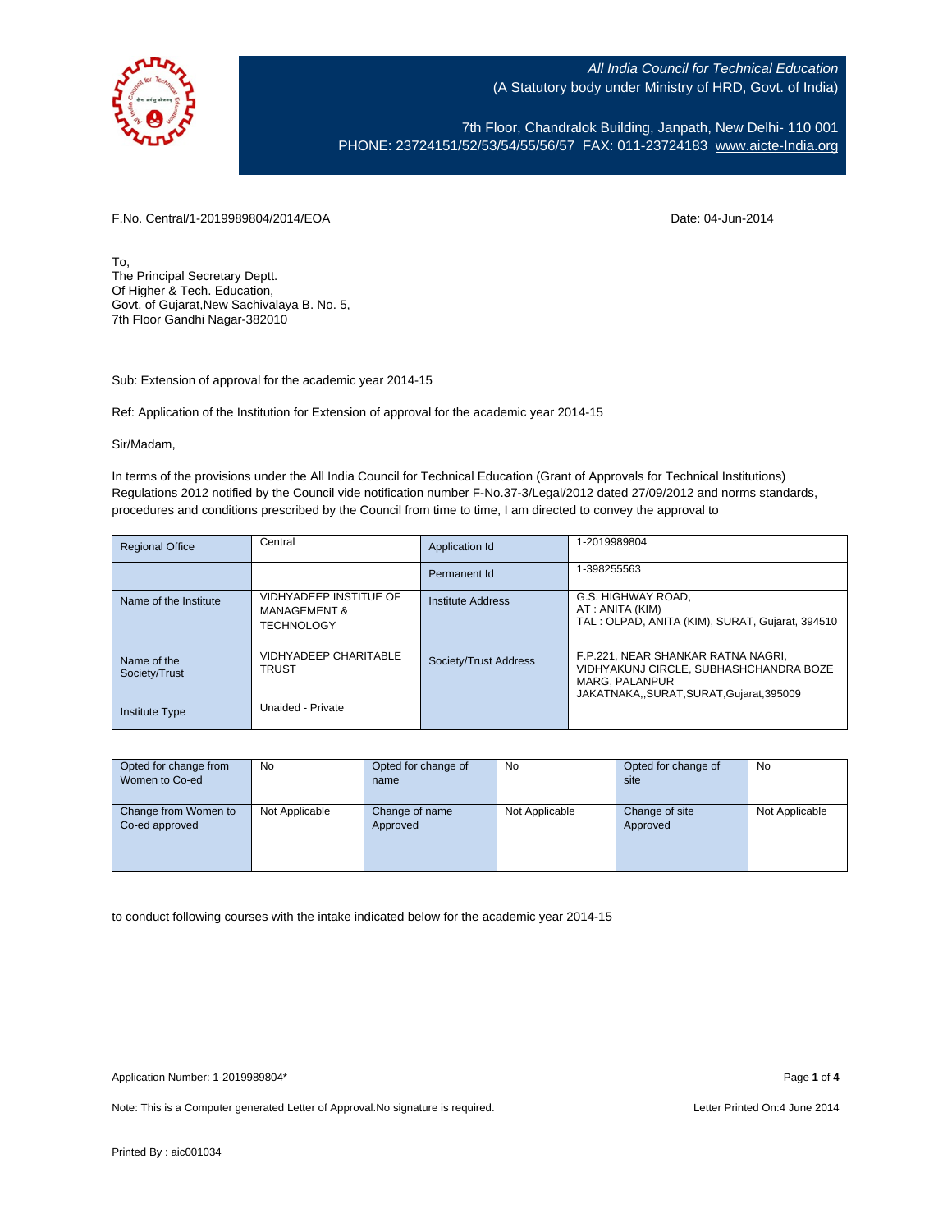*All India Council for Technical Education*
(A Statutory body under Ministry of HRD, Govt. of India)

7th Floor, Chandralok Building, Janpath, New Delhi- 110 001
PHONE: 23724151/52/53/54/55/56/57 FAX: 011-23724183 www.aicte-India.org

F.No. Central/1-2019989804/2014/EOA

Date: 04-Jun-2014

To,
The Principal Secretary Deptt.
Of Higher & Tech. Education,
Govt. of Gujarat,New Sachivalaya B. No. 5,
7th Floor Gandhi Nagar-382010

Sub: Extension of approval for the academic year 2014-15

Ref: Application of the Institution for Extension of approval for the academic year 2014-15

Sir/Madam,

In terms of the provisions under the All India Council for Technical Education (Grant of Approvals for Technical Institutions) Regulations 2012 notified by the Council vide notification number F-No.37-3/Legal/2012 dated 27/09/2012 and norms standards, procedures and conditions prescribed by the Council from time to time, I am directed to convey the approval to

| Regional Office | Central | Application Id | 1-2019989804 |
|---|---|---|---|
| | | Permanent Id | 1-398255563 |
| Name of the Institute | VIDHYADEEP INSTITUE OF MANAGEMENT & TECHNOLOGY | Institute Address | G.S. HIGHWAY ROAD, AT : ANITA (KIM) TAL : OLPAD, ANITA (KIM), SURAT, Gujarat, 394510 |
| Name of the Society/Trust | VIDHYADEEP CHARITABLE TRUST | Society/Trust Address | F.P.221, NEAR SHANKAR RATNA NAGRI, VIDHYAKUNJ CIRCLE, SUBHASHCHANDRA BOZE MARG, PALANPUR JAKATNAKA,,SURAT,SURAT,Gujarat,395009 |
| Institute Type | Unaided - Private | | |

| Opted for change from Women to Co-ed | No | Opted for change of name | No | Opted for change of site | No |
|---|---|---|---|---|---|
| Change from Women to Co-ed approved | Not Applicable | Change of name Approved | Not Applicable | Change of site Approved | Not Applicable |

to conduct following courses with the intake indicated below for the academic year 2014-15

Application Number: 1-2019989804*

Note: This is a Computer generated Letter of Approval.No signature is required.

Letter Printed On:4 June 2014

Printed By : aic001034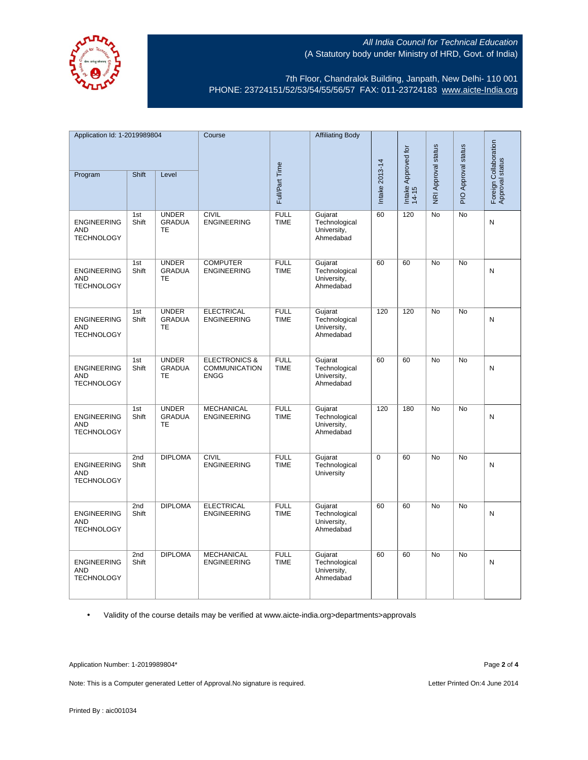All India Council for Technical Education
(A Statutory body under Ministry of HRD, Govt. of India)

7th Floor, Chandralok Building, Janpath, New Delhi- 110 001
PHONE: 23724151/52/53/54/55/56/57 FAX: 011-23724183 www.aicte-India.org

| Application Id: 1-2019989804 | | | Course | Full/Part Time | Affiliating Body | Intake 2013-14 | Intake Approved for 14-15 | NRI Approval status | PIO Approval status | Foreign Collaboration Approval status |
|---|---|---|---|---|---|---|---|---|---|---|
| Program | Shift | Level | | | | | | | | |
| ENGINEERING AND TECHNOLOGY | 1st Shift | UNDER GRADUATE | CIVIL ENGINEERING | FULL TIME | Gujarat Technological University, Ahmedabad | 60 | 120 | No | No | N |
| ENGINEERING AND TECHNOLOGY | 1st Shift | UNDER GRADUATE | COMPUTER ENGINEERING | FULL TIME | Gujarat Technological University, Ahmedabad | 60 | 60 | No | No | N |
| ENGINEERING AND TECHNOLOGY | 1st Shift | UNDER GRADUATE | ELECTRICAL ENGINEERING | FULL TIME | Gujarat Technological University, Ahmedabad | 120 | 120 | No | No | N |
| ENGINEERING AND TECHNOLOGY | 1st Shift | UNDER GRADUATE | ELECTRONICS & COMMUNICATION ENGG | FULL TIME | Gujarat Technological University, Ahmedabad | 60 | 60 | No | No | N |
| ENGINEERING AND TECHNOLOGY | 1st Shift | UNDER GRADUATE | MECHANICAL ENGINEERING | FULL TIME | Gujarat Technological University, Ahmedabad | 120 | 180 | No | No | N |
| ENGINEERING AND TECHNOLOGY | 2nd Shift | DIPLOMA | CIVIL ENGINEERING | FULL TIME | Gujarat Technological University | 0 | 60 | No | No | N |
| ENGINEERING AND TECHNOLOGY | 2nd Shift | DIPLOMA | ELECTRICAL ENGINEERING | FULL TIME | Gujarat Technological University, Ahmedabad | 60 | 60 | No | No | N |
| ENGINEERING AND TECHNOLOGY | 2nd Shift | DIPLOMA | MECHANICAL ENGINEERING | FULL TIME | Gujarat Technological University, Ahmedabad | 60 | 60 | No | No | N |

- Validity of the course details may be verified at www.aicte-india.org>departments>approvals

Application Number: 1-2019989804*

Note: This is a Computer generated Letter of Approval.No signature is required.

Letter Printed On:4 June 2014

Printed By : aic001034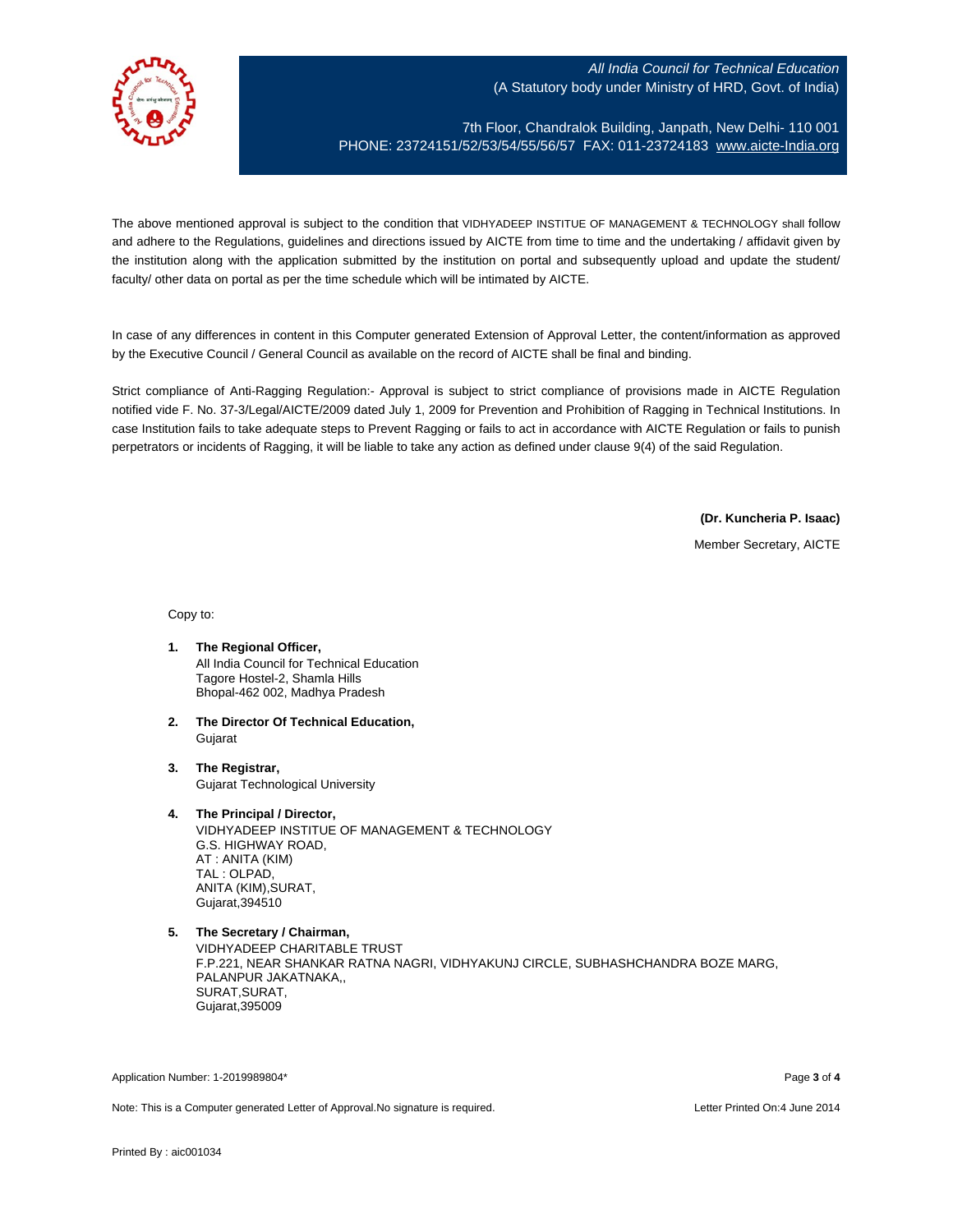All India Council for Technical Education
(A Statutory body under Ministry of HRD, Govt. of India)

7th Floor, Chandralok Building, Janpath, New Delhi- 110 001
PHONE: 23724151/52/53/54/55/56/57 FAX: 011-23724183 www.aicte-India.org

The above mentioned approval is subject to the condition that VIDHYADEEP INSTITUE OF MANAGEMENT & TECHNOLOGY shall follow and adhere to the Regulations, guidelines and directions issued by AICTE from time to time and the undertaking / affidavit given by the institution along with the application submitted by the institution on portal and subsequently upload and update the student/ faculty/ other data on portal as per the time schedule which will be intimated by AICTE.

In case of any differences in content in this Computer generated Extension of Approval Letter, the content/information as approved by the Executive Council / General Council as available on the record of AICTE shall be final and binding.

Strict compliance of Anti-Ragging Regulation:- Approval is subject to strict compliance of provisions made in AICTE Regulation notified vide F. No. 37-3/Legal/AICTE/2009 dated July 1, 2009 for Prevention and Prohibition of Ragging in Technical Institutions. In case Institution fails to take adequate steps to Prevent Ragging or fails to act in accordance with AICTE Regulation or fails to punish perpetrators or incidents of Ragging, it will be liable to take any action as defined under clause 9(4) of the said Regulation.

**(Dr. Kuncheria P. Isaac)**
Member Secretary, AICTE

Copy to:

1. **The Regional Officer,**
   All India Council for Technical Education
   Tagore Hostel-2, Shamla Hills
   Bhopal-462 002, Madhya Pradesh

2. **The Director Of Technical Education,**
   Gujarat

3. **The Registrar,**
   Gujarat Technological University

4. **The Principal / Director,**
   VIDHYADEEP INSTITUE OF MANAGEMENT & TECHNOLOGY
   G.S. HIGHWAY ROAD,
   AT : ANITA (KIM)
   TAL : OLPAD,
   ANITA (KIM),SURAT,
   Gujarat,394510

5. **The Secretary / Chairman,**
   VIDHYADEEP CHARITABLE TRUST
   F.P.221, NEAR SHANKAR RATNA NAGRI, VIDHYAKUNJ CIRCLE, SUBHASHCHANDRA BOZE MARG,
   PALANPUR JAKATNAKA,,
   SURAT,SURAT,
   Gujarat,395009

Application Number: 1-2019989804*

Note: This is a Computer generated Letter of Approval.No signature is required.

Letter Printed On:4 June 2014

Printed By : aic001034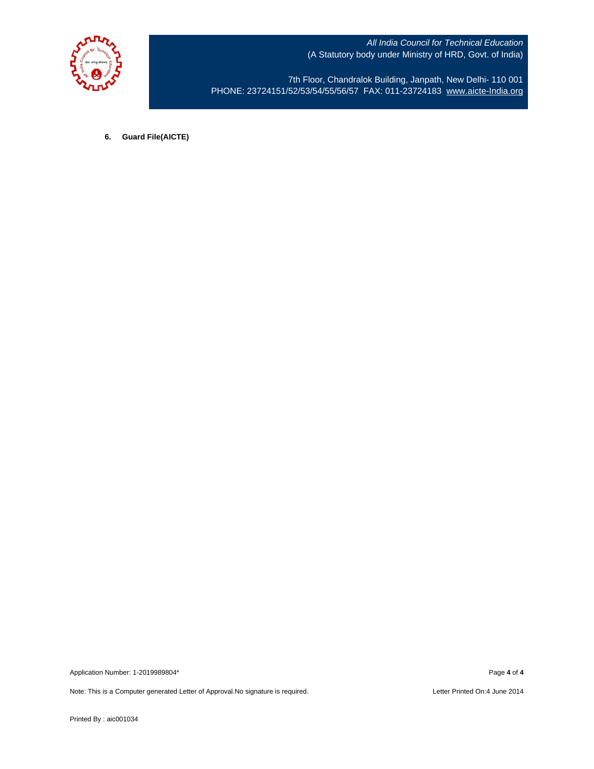6. **Guard File(AICTE)**